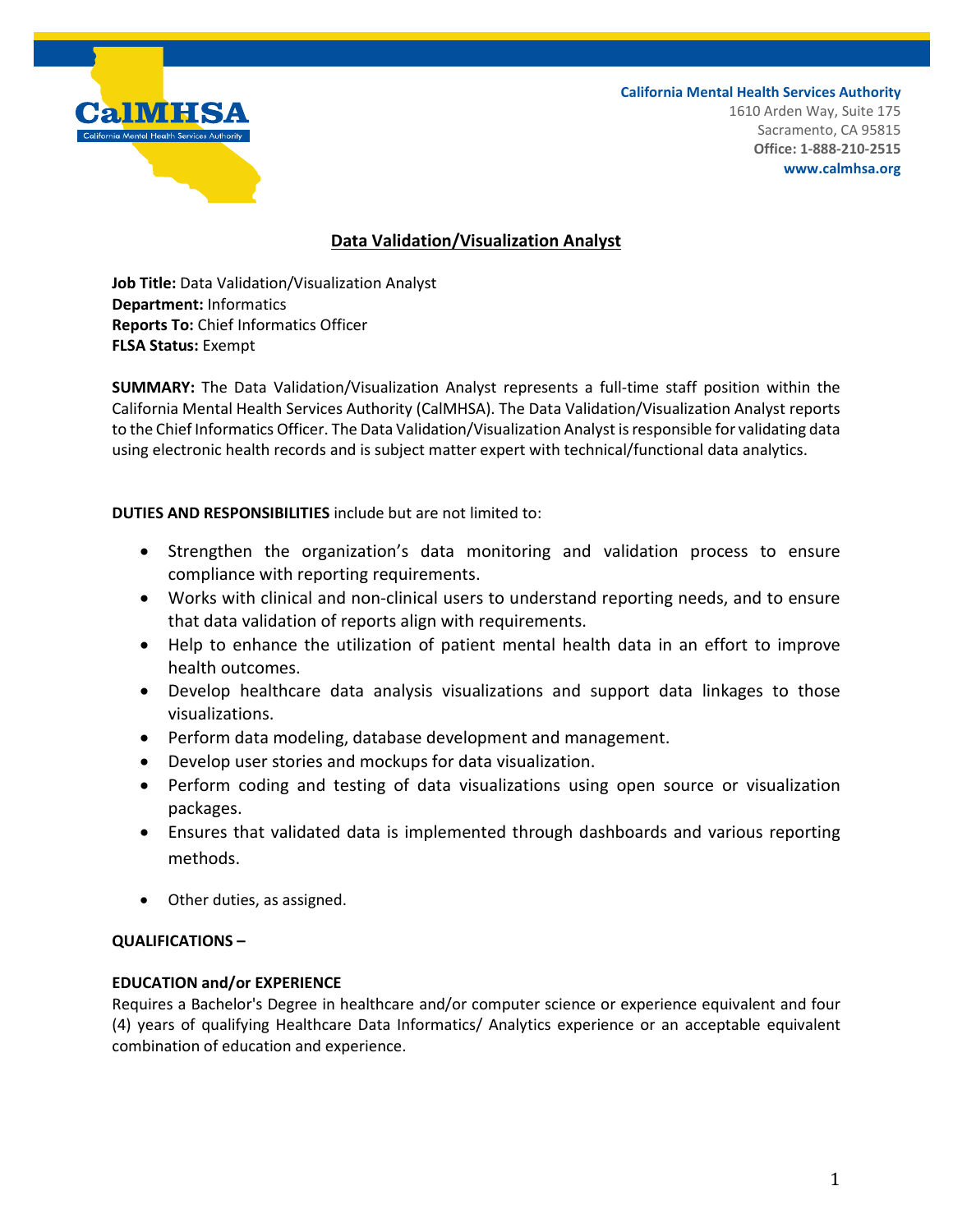California Mental Health Services Authority
1610 Arden Way, Suite 175
Sacramento, CA 95815
**Office: 1-888-210-2515**
**www.calmhsa.org**

# Data Validation/Visualization Analyst

**Job Title:** Data Validation/Visualization Analyst
**Department:** Informatics
**Reports To:** Chief Informatics Officer
**FLSA Status:** Exempt

**SUMMARY:** The Data Validation/Visualization Analyst represents a full-time staff position within the California Mental Health Services Authority (CalMHSA). The Data Validation/Visualization Analyst reports to the Chief Informatics Officer. The Data Validation/Visualization Analyst is responsible for validating data using electronic health records and is subject matter expert with technical/functional data analytics.

**DUTIES AND RESPONSIBILITIES** include but are not limited to:

- Strengthen the organization's data monitoring and validation process to ensure compliance with reporting requirements.
- Works with clinical and non-clinical users to understand reporting needs, and to ensure that data validation of reports align with requirements.
- Help to enhance the utilization of patient mental health data in an effort to improve health outcomes.
- Develop healthcare data analysis visualizations and support data linkages to those visualizations.
- Perform data modeling, database development and management.
- Develop user stories and mockups for data visualization.
- Perform coding and testing of data visualizations using open source or visualization packages.
- Ensures that validated data is implemented through dashboards and various reporting methods.
- Other duties, as assigned.

**QUALIFICATIONS –**

**EDUCATION and/or EXPERIENCE**

Requires a Bachelor's Degree in healthcare and/or computer science or experience equivalent and four (4) years of qualifying Healthcare Data Informatics/ Analytics experience or an acceptable equivalent combination of education and experience.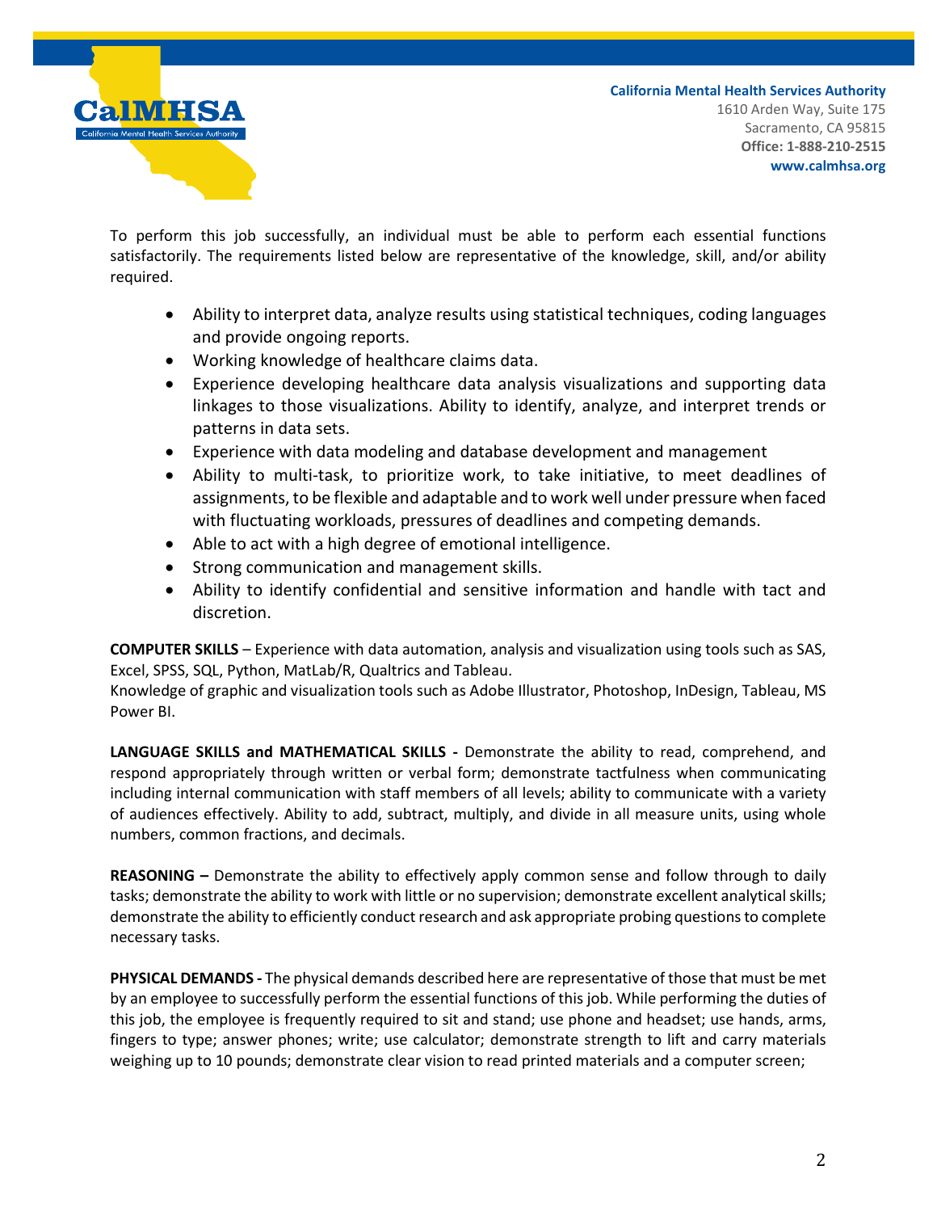To perform this job successfully, an individual must be able to perform each essential functions satisfactorily. The requirements listed below are representative of the knowledge, skill, and/or ability required.

- Ability to interpret data, analyze results using statistical techniques, coding languages and provide ongoing reports.
- Working knowledge of healthcare claims data.
- Experience developing healthcare data analysis visualizations and supporting data linkages to those visualizations. Ability to identify, analyze, and interpret trends or patterns in data sets.
- Experience with data modeling and database development and management
- Ability to multi-task, to prioritize work, to take initiative, to meet deadlines of assignments, to be flexible and adaptable and to work well under pressure when faced with fluctuating workloads, pressures of deadlines and competing demands.
- Able to act with a high degree of emotional intelligence.
- Strong communication and management skills.
- Ability to identify confidential and sensitive information and handle with tact and discretion.

**COMPUTER SKILLS** – Experience with data automation, analysis and visualization using tools such as SAS, Excel, SPSS, SQL, Python, MatLab/R, Qualtrics and Tableau.
Knowledge of graphic and visualization tools such as Adobe Illustrator, Photoshop, InDesign, Tableau, MS Power BI.

**LANGUAGE SKILLS and MATHEMATICAL SKILLS -** Demonstrate the ability to read, comprehend, and respond appropriately through written or verbal form; demonstrate tactfulness when communicating including internal communication with staff members of all levels; ability to communicate with a variety of audiences effectively. Ability to add, subtract, multiply, and divide in all measure units, using whole numbers, common fractions, and decimals.

**REASONING –** Demonstrate the ability to effectively apply common sense and follow through to daily tasks; demonstrate the ability to work with little or no supervision; demonstrate excellent analytical skills; demonstrate the ability to efficiently conduct research and ask appropriate probing questions to complete necessary tasks.

**PHYSICAL DEMANDS -** The physical demands described here are representative of those that must be met by an employee to successfully perform the essential functions of this job. While performing the duties of this job, the employee is frequently required to sit and stand; use phone and headset; use hands, arms, fingers to type; answer phones; write; use calculator; demonstrate strength to lift and carry materials weighing up to 10 pounds; demonstrate clear vision to read printed materials and a computer screen;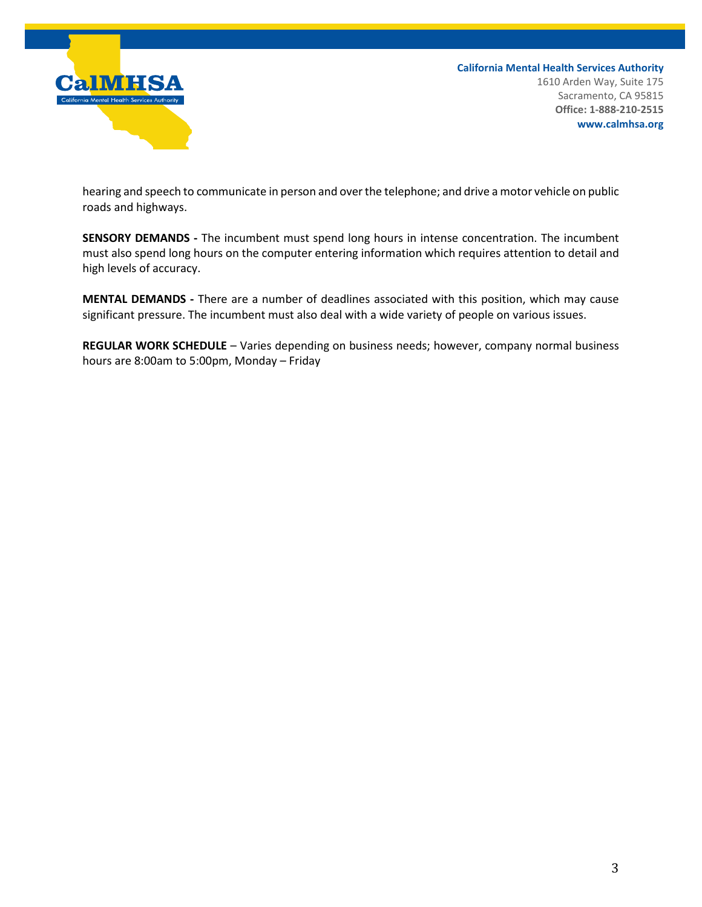hearing and speech to communicate in person and over the telephone; and drive a motor vehicle on public roads and highways.

**SENSORY DEMANDS -** The incumbent must spend long hours in intense concentration. The incumbent must also spend long hours on the computer entering information which requires attention to detail and high levels of accuracy.

**MENTAL DEMANDS -** There are a number of deadlines associated with this position, which may cause significant pressure. The incumbent must also deal with a wide variety of people on various issues.

**REGULAR WORK SCHEDULE** – Varies depending on business needs; however, company normal business hours are 8:00am to 5:00pm, Monday – Friday